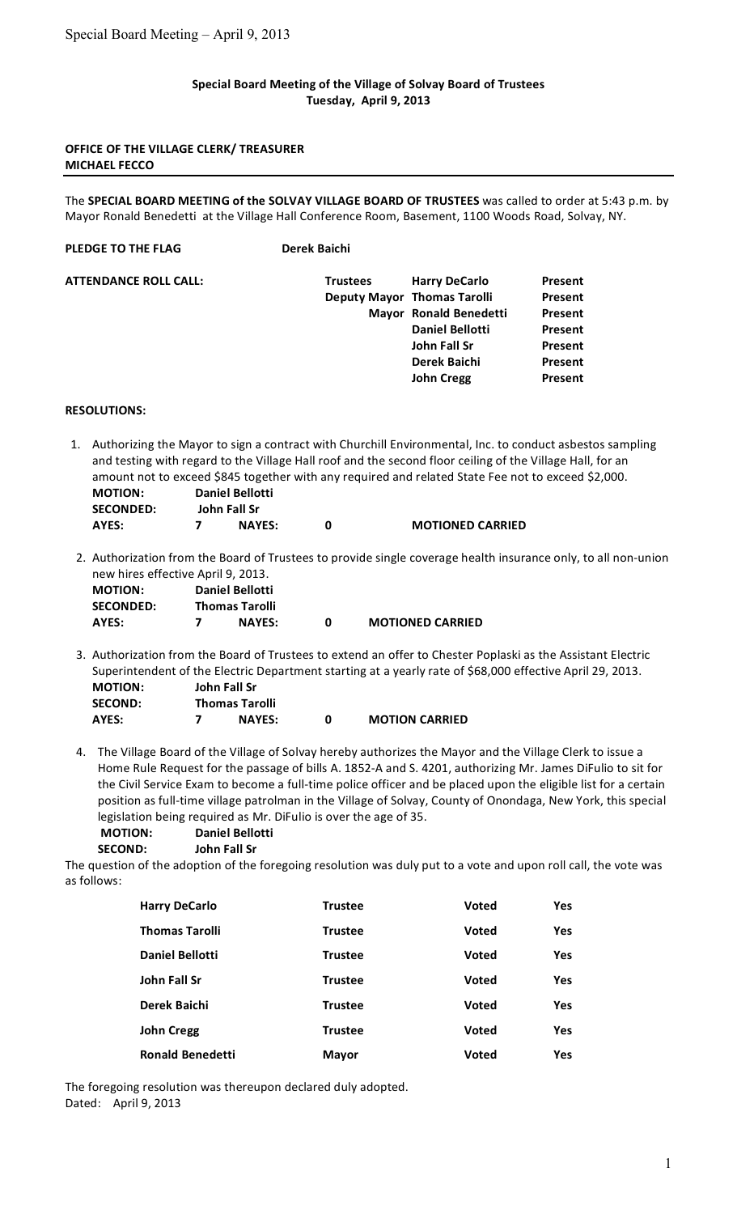**Special Board Meeting of the Village of Solvay Board of Trustees**
**Tuesday, April 9, 2013**

**OFFICE OF THE VILLAGE CLERK/ TREASURER**
**MICHAEL FECCO**

The **SPECIAL BOARD MEETING of the SOLVAY VILLAGE BOARD OF TRUSTEES** was called to order at 5:43 p.m. by Mayor Ronald Benedetti at the Village Hall Conference Room, Basement, 1100 Woods Road, Solvay, NY.

**PLEDGE TO THE FLAG** **Derek Baichi**

| **ATTENDANCE ROLL CALL:** | **Trustees** | **Harry DeCarlo** | **Present** |
|---|---|---|---|
| | **Deputy Mayor** | **Thomas Tarolli** | **Present** |
| | **Mayor** | **Ronald Benedetti** | **Present** |
| | | **Daniel Bellotti** | **Present** |
| | | **John Fall Sr** | **Present** |
| | | **Derek Baichi** | **Present** |
| | | **John Cregg** | **Present** |

**RESOLUTIONS:**

1. Authorizing the Mayor to sign a contract with Churchill Environmental, Inc. to conduct asbestos sampling and testing with regard to the Village Hall roof and the second floor ceiling of the Village Hall, for an amount not to exceed $845 together with any required and related State Fee not to exceed $2,000.

**MOTION:** **Daniel Bellotti**
**SECONDED:** **John Fall Sr**
**AYES:** **7** **NAYES:** **0** **MOTIONED CARRIED**

2. Authorization from the Board of Trustees to provide single coverage health insurance only, to all non-union new hires effective April 9, 2013.

**MOTION:** **Daniel Bellotti**
**SECONDED:** **Thomas Tarolli**
**AYES:** **7** **NAYES:** **0** **MOTIONED CARRIED**

3. Authorization from the Board of Trustees to extend an offer to Chester Poplaski as the Assistant Electric Superintendent of the Electric Department starting at a yearly rate of $68,000 effective April 29, 2013.

**MOTION:** **John Fall Sr**
**SECOND:** **Thomas Tarolli**
**AYES:** **7** **NAYES:** **0** **MOTION CARRIED**

4. The Village Board of the Village of Solvay hereby authorizes the Mayor and the Village Clerk to issue a Home Rule Request for the passage of bills A. 1852-A and S. 4201, authorizing Mr. James DiFulio to sit for the Civil Service Exam to become a full-time police officer and be placed upon the eligible list for a certain position as full-time village patrolman in the Village of Solvay, County of Onondaga, New York, this special legislation being required as Mr. DiFulio is over the age of 35.

**MOTION:** **Daniel Bellotti**
**SECOND:** **John Fall Sr**

The question of the adoption of the foregoing resolution was duly put to a vote and upon roll call, the vote was as follows:

| | | | |
|---|---|---|---|
| **Harry DeCarlo** | **Trustee** | **Voted** | **Yes** |
| **Thomas Tarolli** | **Trustee** | **Voted** | **Yes** |
| **Daniel Bellotti** | **Trustee** | **Voted** | **Yes** |
| **John Fall Sr** | **Trustee** | **Voted** | **Yes** |
| **Derek Baichi** | **Trustee** | **Voted** | **Yes** |
| **John Cregg** | **Trustee** | **Voted** | **Yes** |
| **Ronald Benedetti** | **Mayor** | **Voted** | **Yes** |

The foregoing resolution was thereupon declared duly adopted.
Dated: April 9, 2013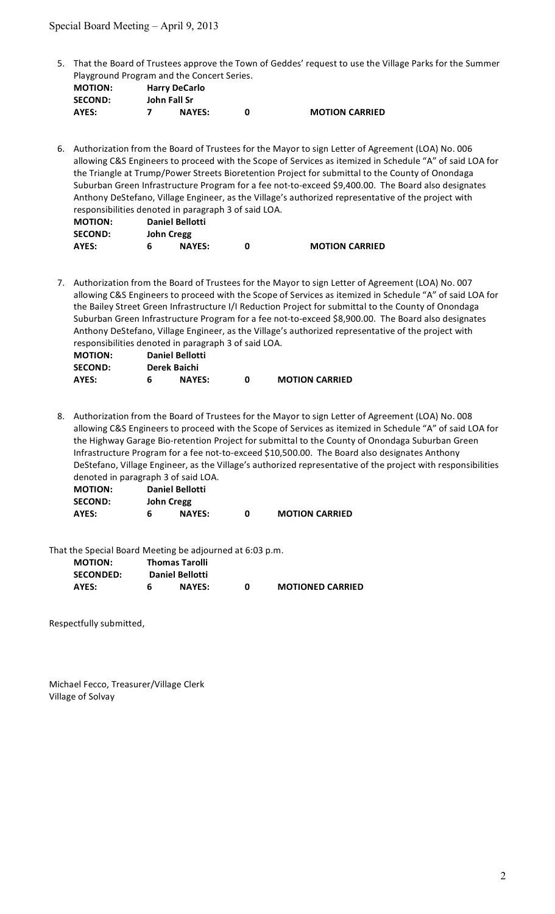5. That the Board of Trustees approve the Town of Geddes' request to use the Village Parks for the Summer Playground Program and the Concert Series.

| | | | | |
|---|---|---|---|---|
| **MOTION:** | **Harry DeCarlo** | | | |
| **SECOND:** | **John Fall Sr** | | | |
| **AYES:** | **7** | **NAYES:** | **0** | **MOTION CARRIED** |

6. Authorization from the Board of Trustees for the Mayor to sign Letter of Agreement (LOA) No. 006 allowing C&S Engineers to proceed with the Scope of Services as itemized in Schedule "A" of said LOA for the Triangle at Trump/Power Streets Bioretention Project for submittal to the County of Onondaga Suburban Green Infrastructure Program for a fee not-to-exceed $9,400.00. The Board also designates Anthony DeStefano, Village Engineer, as the Village's authorized representative of the project with responsibilities denoted in paragraph 3 of said LOA.

| | | | | |
|---|---|---|---|---|
| **MOTION:** | **Daniel Bellotti** | | | |
| **SECOND:** | **John Cregg** | | | |
| **AYES:** | **6** | **NAYES:** | **0** | **MOTION CARRIED** |

7. Authorization from the Board of Trustees for the Mayor to sign Letter of Agreement (LOA) No. 007 allowing C&S Engineers to proceed with the Scope of Services as itemized in Schedule "A" of said LOA for the Bailey Street Green Infrastructure I/I Reduction Project for submittal to the County of Onondaga Suburban Green Infrastructure Program for a fee not-to-exceed $8,900.00. The Board also designates Anthony DeStefano, Village Engineer, as the Village's authorized representative of the project with responsibilities denoted in paragraph 3 of said LOA.

| | | | | |
|---|---|---|---|---|
| **MOTION:** | **Daniel Bellotti** | | | |
| **SECOND:** | **Derek Baichi** | | | |
| **AYES:** | **6** | **NAYES:** | **0** | **MOTION CARRIED** |

8. Authorization from the Board of Trustees for the Mayor to sign Letter of Agreement (LOA) No. 008 allowing C&S Engineers to proceed with the Scope of Services as itemized in Schedule "A" of said LOA for the Highway Garage Bio-retention Project for submittal to the County of Onondaga Suburban Green Infrastructure Program for a fee not-to-exceed $10,500.00. The Board also designates Anthony DeStefano, Village Engineer, as the Village's authorized representative of the project with responsibilities denoted in paragraph 3 of said LOA.

| | | | | |
|---|---|---|---|---|
| **MOTION:** | **Daniel Bellotti** | | | |
| **SECOND:** | **John Cregg** | | | |
| **AYES:** | **6** | **NAYES:** | **0** | **MOTION CARRIED** |

That the Special Board Meeting be adjourned at 6:03 p.m.

| | | | | |
|---|---|---|---|---|
| **MOTION:** | **Thomas Tarolli** | | | |
| **SECONDED:** | **Daniel Bellotti** | | | |
| **AYES:** | **6** | **NAYES:** | **0** | **MOTIONED CARRIED** |

Respectfully submitted,

Michael Fecco, Treasurer/Village Clerk
Village of Solvay